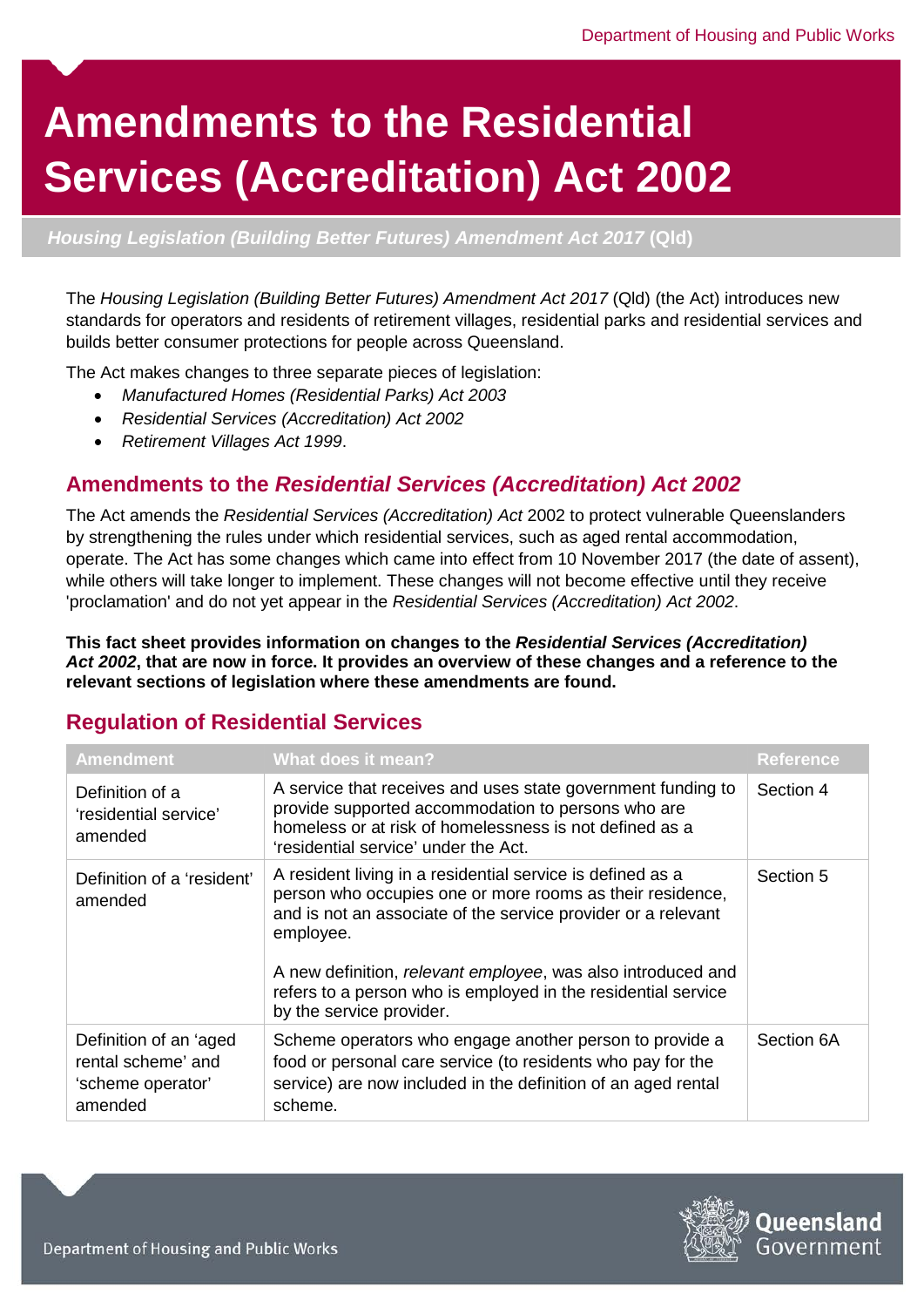# Amendments to the Residential Services (Accreditation) Act 2002

***Housing Legislation (Building Better Futures) Amendment Act 2017* (Qld)**

The *Housing Legislation (Building Better Futures) Amendment Act 2017* (Qld) (the Act) introduces new standards for operators and residents of retirement villages, residential parks and residential services and builds better consumer protections for people across Queensland.

The Act makes changes to three separate pieces of legislation:

- *Manufactured Homes (Residential Parks) Act 2003*
- *Residential Services (Accreditation) Act 2002*
- *Retirement Villages Act 1999*.

## Amendments to the *Residential Services (Accreditation) Act 2002*

The Act amends the *Residential Services (Accreditation) Act* 2002 to protect vulnerable Queenslanders by strengthening the rules under which residential services, such as aged rental accommodation, operate. The Act has some changes which came into effect from 10 November 2017 (the date of assent), while others will take longer to implement. These changes will not become effective until they receive 'proclamation' and do not yet appear in the *Residential Services (Accreditation) Act 2002*.

**This fact sheet provides information on changes to the *Residential Services (Accreditation) Act 2002*, that are now in force. It provides an overview of these changes and a reference to the relevant sections of legislation where these amendments are found.**

## Regulation of Residential Services

| Amendment | What does it mean? | Reference |
|---|---|---|
| Definition of a 'residential service' amended | A service that receives and uses state government funding to provide supported accommodation to persons who are homeless or at risk of homelessness is not defined as a 'residential service' under the Act. | Section 4 |
| Definition of a 'resident' amended | A resident living in a residential service is defined as a person who occupies one or more rooms as their residence, and is not an associate of the service provider or a relevant employee.<br><br>A new definition, *relevant employee*, was also introduced and refers to a person who is employed in the residential service by the service provider. | Section 5 |
| Definition of an 'aged rental scheme' and 'scheme operator' amended | Scheme operators who engage another person to provide a food or personal care service (to residents who pay for the service) are now included in the definition of an aged rental scheme. | Section 6A |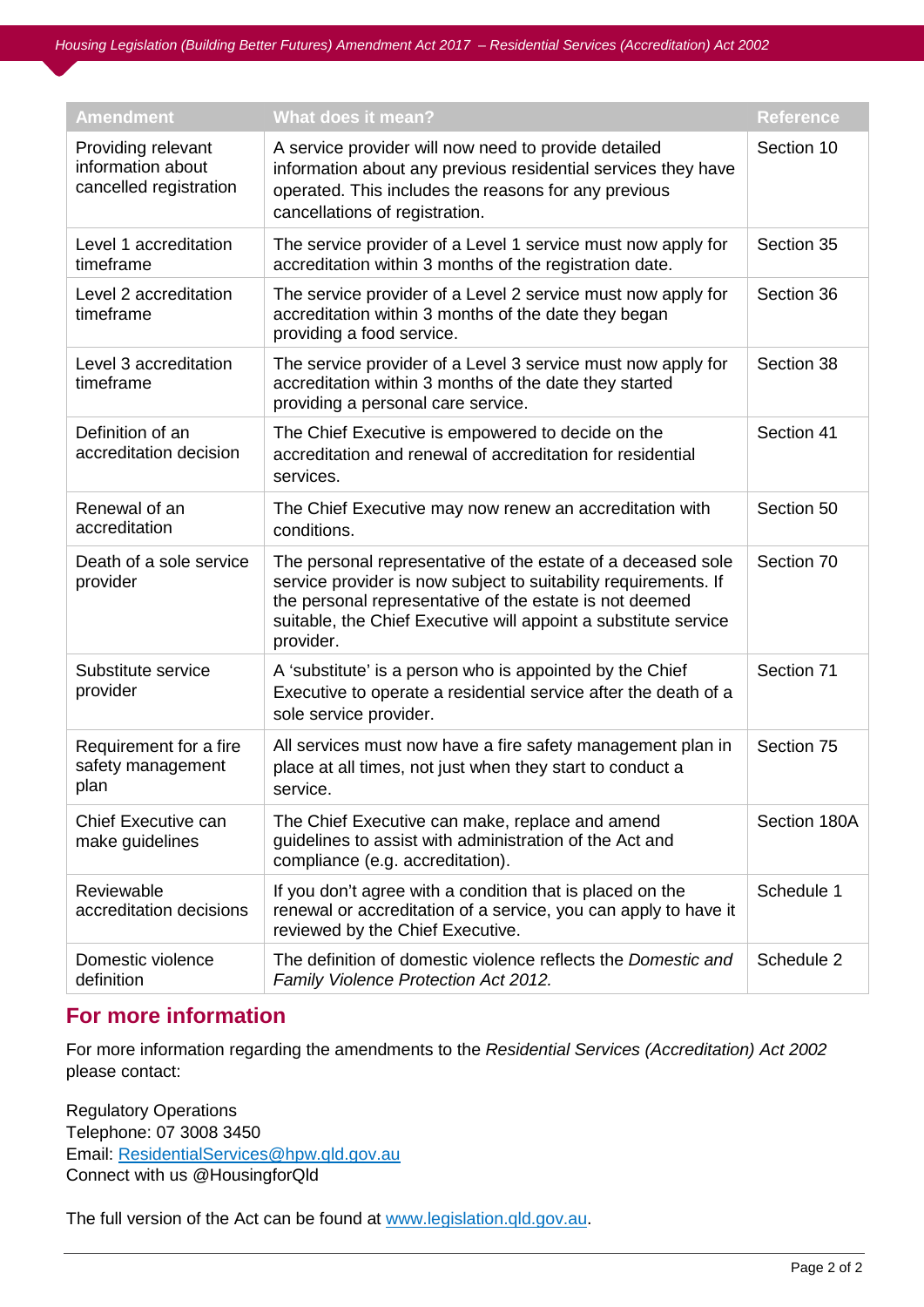| Amendment | What does it mean? | Reference |
|---|---|---|
| Providing relevant information about cancelled registration | A service provider will now need to provide detailed information about any previous residential services they have operated. This includes the reasons for any previous cancellations of registration. | Section 10 |
| Level 1 accreditation timeframe | The service provider of a Level 1 service must now apply for accreditation within 3 months of the registration date. | Section 35 |
| Level 2 accreditation timeframe | The service provider of a Level 2 service must now apply for accreditation within 3 months of the date they began providing a food service. | Section 36 |
| Level 3 accreditation timeframe | The service provider of a Level 3 service must now apply for accreditation within 3 months of the date they started providing a personal care service. | Section 38 |
| Definition of an accreditation decision | The Chief Executive is empowered to decide on the accreditation and renewal of accreditation for residential services. | Section 41 |
| Renewal of an accreditation | The Chief Executive may now renew an accreditation with conditions. | Section 50 |
| Death of a sole service provider | The personal representative of the estate of a deceased sole service provider is now subject to suitability requirements. If the personal representative of the estate is not deemed suitable, the Chief Executive will appoint a substitute service provider. | Section 70 |
| Substitute service provider | A 'substitute' is a person who is appointed by the Chief Executive to operate a residential service after the death of a sole service provider. | Section 71 |
| Requirement for a fire safety management plan | All services must now have a fire safety management plan in place at all times, not just when they start to conduct a service. | Section 75 |
| Chief Executive can make guidelines | The Chief Executive can make, replace and amend guidelines to assist with administration of the Act and compliance (e.g. accreditation). | Section 180A |
| Reviewable accreditation decisions | If you don't agree with a condition that is placed on the renewal or accreditation of a service, you can apply to have it reviewed by the Chief Executive. | Schedule 1 |
| Domestic violence definition | The definition of domestic violence reflects the *Domestic and Family Violence Protection Act 2012.* | Schedule 2 |

## For more information

For more information regarding the amendments to the *Residential Services (Accreditation) Act 2002* please contact:

Regulatory Operations
Telephone: 07 3008 3450
Email: [ResidentialServices@hpw.qld.gov.au](mailto:ResidentialServices@hpw.qld.gov.au)
Connect with us @HousingforQld

The full version of the Act can be found at [www.legislation.qld.gov.au](http://www.legislation.qld.gov.au).